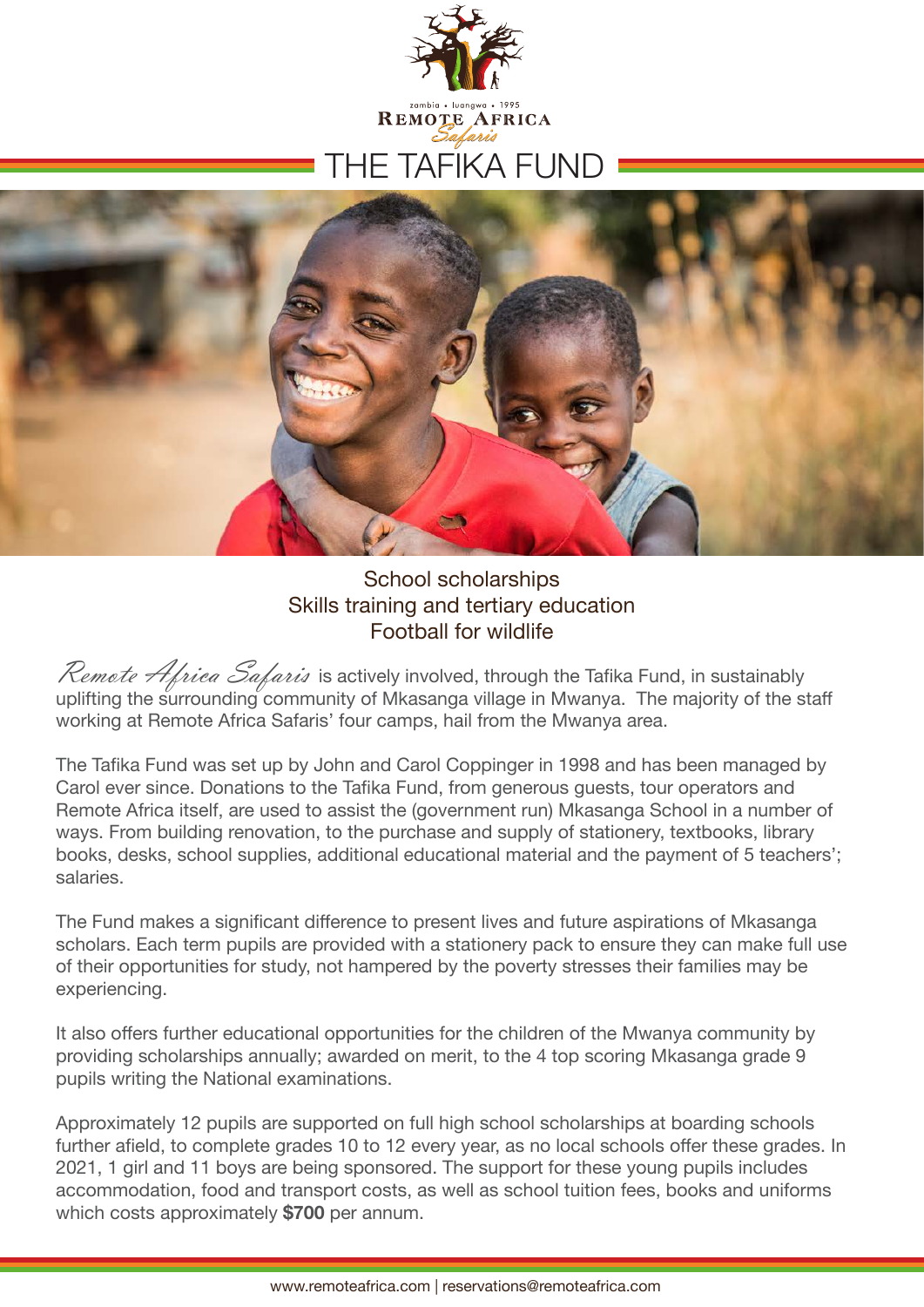zambia • luangwa • 1995
REMOTE AFRICA
*Safaris*

# THE TAFIKA FUND

School scholarships
Skills training and tertiary education
Football for wildlife

*Remote Africa Safaris* is actively involved, through the Tafika Fund, in sustainably uplifting the surrounding community of Mkasanga village in Mwanya. The majority of the staff working at Remote Africa Safaris' four camps, hail from the Mwanya area.

The Tafika Fund was set up by John and Carol Coppinger in 1998 and has been managed by Carol ever since. Donations to the Tafika Fund, from generous guests, tour operators and Remote Africa itself, are used to assist the (government run) Mkasanga School in a number of ways. From building renovation, to the purchase and supply of stationery, textbooks, library books, desks, school supplies, additional educational material and the payment of 5 teachers'; salaries.

The Fund makes a significant difference to present lives and future aspirations of Mkasanga scholars. Each term pupils are provided with a stationery pack to ensure they can make full use of their opportunities for study, not hampered by the poverty stresses their families may be experiencing.

It also offers further educational opportunities for the children of the Mwanya community by providing scholarships annually; awarded on merit, to the 4 top scoring Mkasanga grade 9 pupils writing the National examinations.

Approximately 12 pupils are supported on full high school scholarships at boarding schools further afield, to complete grades 10 to 12 every year, as no local schools offer these grades. In 2021, 1 girl and 11 boys are being sponsored. The support for these young pupils includes accommodation, food and transport costs, as well as school tuition fees, books and uniforms which costs approximately **$700** per annum.

www.remoteafrica.com | reservations@remoteafrica.com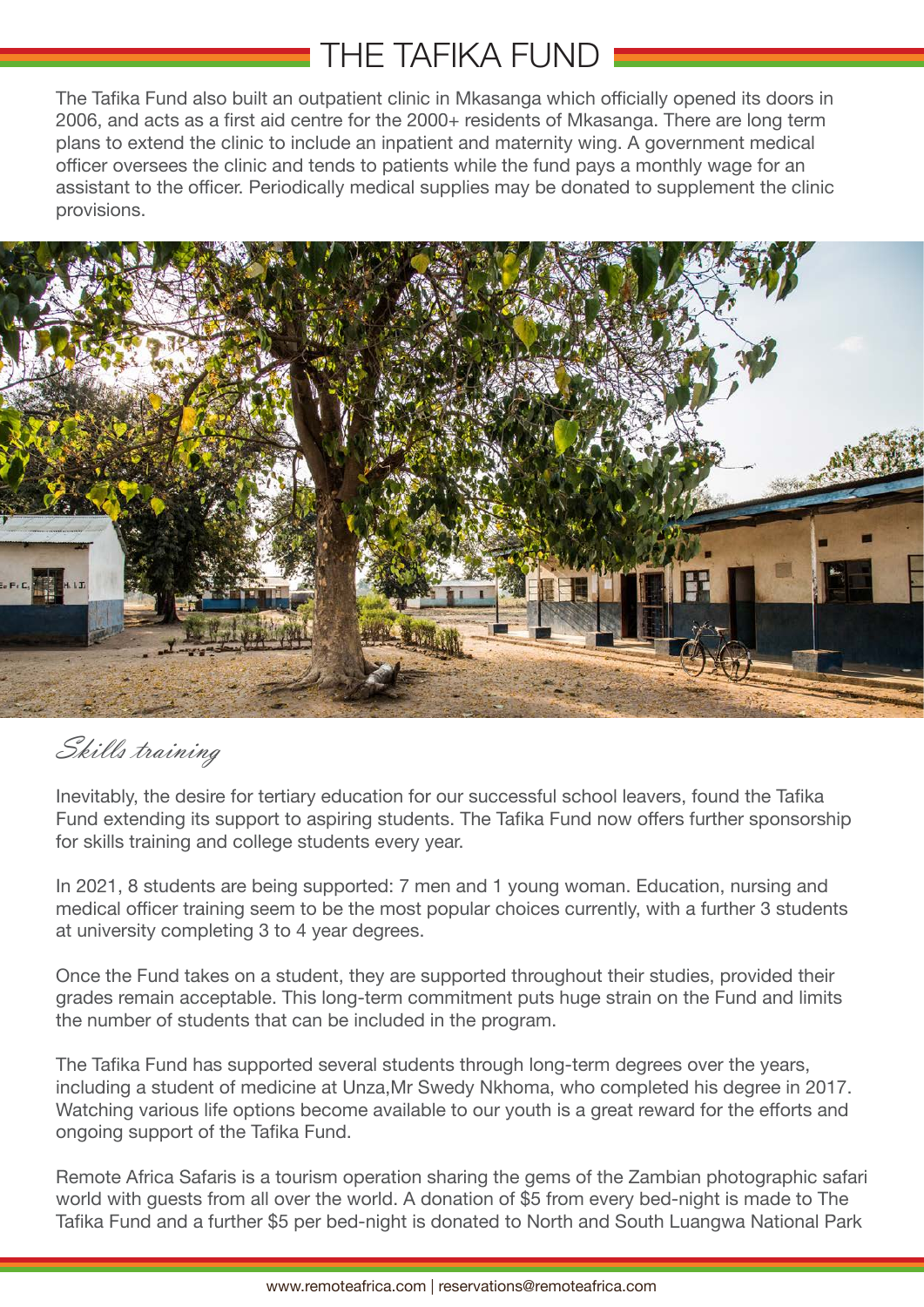# THE TAFIKA FUND

The Tafika Fund also built an outpatient clinic in Mkasanga which officially opened its doors in 2006, and acts as a first aid centre for the 2000+ residents of Mkasanga. There are long term plans to extend the clinic to include an inpatient and maternity wing. A government medical officer oversees the clinic and tends to patients while the fund pays a monthly wage for an assistant to the officer. Periodically medical supplies may be donated to supplement the clinic provisions.

## *Skills training*

Inevitably, the desire for tertiary education for our successful school leavers, found the Tafika Fund extending its support to aspiring students. The Tafika Fund now offers further sponsorship for skills training and college students every year.

In 2021, 8 students are being supported: 7 men and 1 young woman. Education, nursing and medical officer training seem to be the most popular choices currently, with a further 3 students at university completing 3 to 4 year degrees.

Once the Fund takes on a student, they are supported throughout their studies, provided their grades remain acceptable. This long-term commitment puts huge strain on the Fund and limits the number of students that can be included in the program.

The Tafika Fund has supported several students through long-term degrees over the years, including a student of medicine at Unza,Mr Swedy Nkhoma, who completed his degree in 2017. Watching various life options become available to our youth is a great reward for the efforts and ongoing support of the Tafika Fund.

Remote Africa Safaris is a tourism operation sharing the gems of the Zambian photographic safari world with guests from all over the world. A donation of $5 from every bed-night is made to The Tafika Fund and a further $5 per bed-night is donated to North and South Luangwa National Park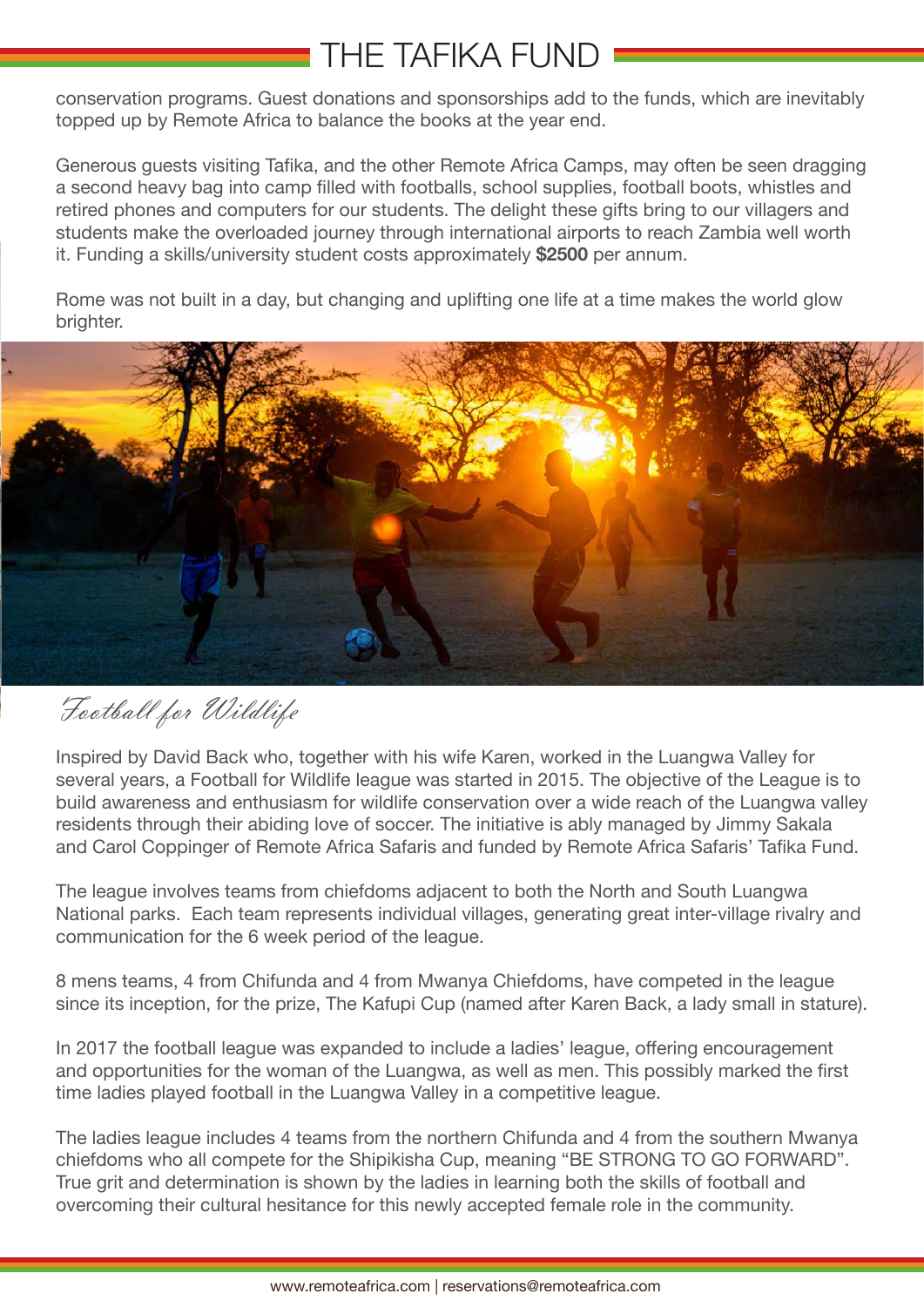conservation programs. Guest donations and sponsorships add to the funds, which are inevitably topped up by Remote Africa to balance the books at the year end.

Generous guests visiting Tafika, and the other Remote Africa Camps, may often be seen dragging a second heavy bag into camp filled with footballs, school supplies, football boots, whistles and retired phones and computers for our students. The delight these gifts bring to our villagers and students make the overloaded journey through international airports to reach Zambia well worth it. Funding a skills/university student costs approximately **$2500** per annum.

Rome was not built in a day, but changing and uplifting one life at a time makes the world glow brighter.

## *Football for Wildlife*

Inspired by David Back who, together with his wife Karen, worked in the Luangwa Valley for several years, a Football for Wildlife league was started in 2015. The objective of the League is to build awareness and enthusiasm for wildlife conservation over a wide reach of the Luangwa valley residents through their abiding love of soccer. The initiative is ably managed by Jimmy Sakala and Carol Coppinger of Remote Africa Safaris and funded by Remote Africa Safaris' Tafika Fund.

The league involves teams from chiefdoms adjacent to both the North and South Luangwa National parks. Each team represents individual villages, generating great inter-village rivalry and communication for the 6 week period of the league.

8 mens teams, 4 from Chifunda and 4 from Mwanya Chiefdoms, have competed in the league since its inception, for the prize, The Kafupi Cup (named after Karen Back, a lady small in stature).

In 2017 the football league was expanded to include a ladies' league, offering encouragement and opportunities for the woman of the Luangwa, as well as men. This possibly marked the first time ladies played football in the Luangwa Valley in a competitive league.

The ladies league includes 4 teams from the northern Chifunda and 4 from the southern Mwanya chiefdoms who all compete for the Shipikisha Cup, meaning "BE STRONG TO GO FORWARD". True grit and determination is shown by the ladies in learning both the skills of football and overcoming their cultural hesitance for this newly accepted female role in the community.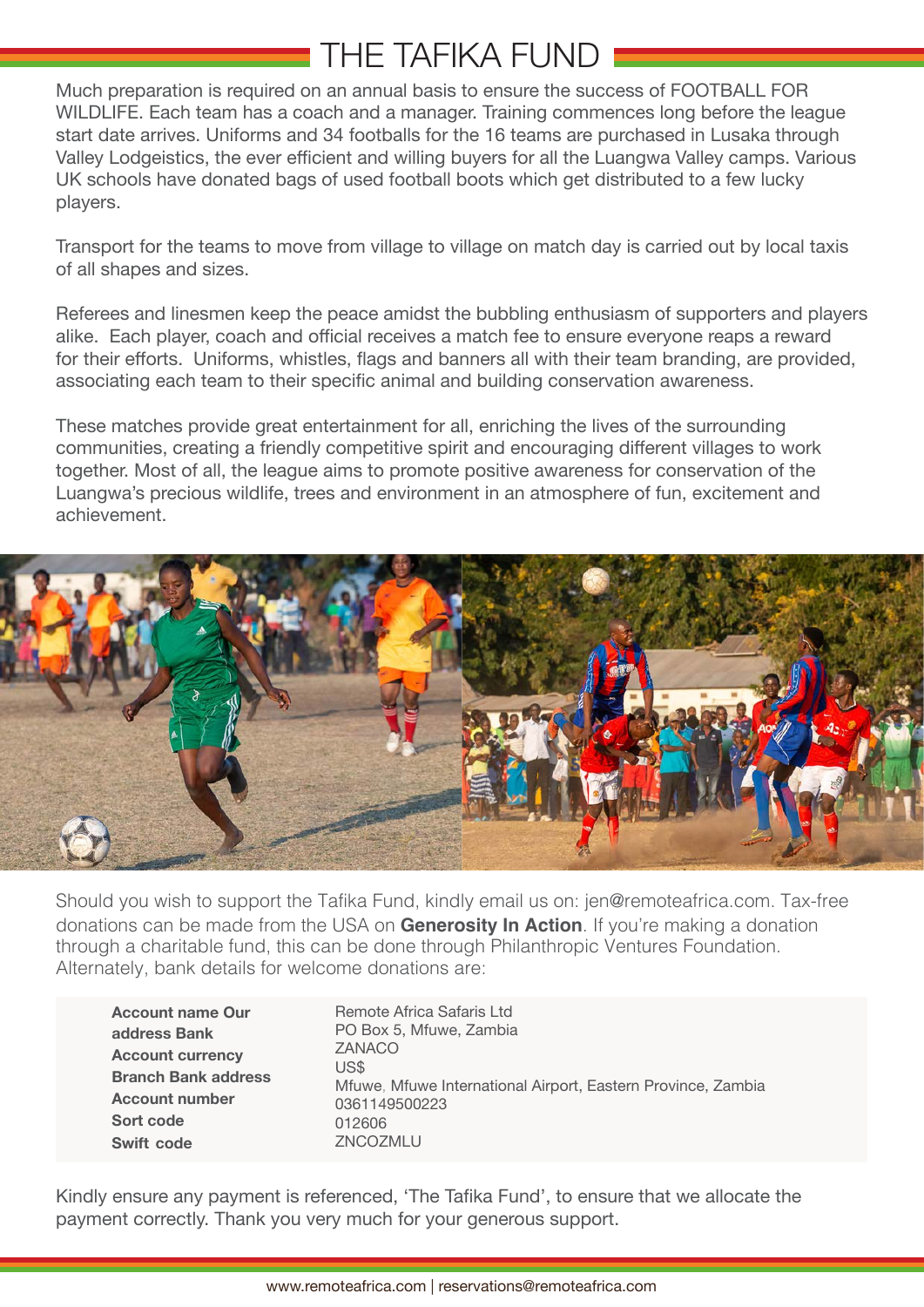# THE TAFIKA FUND

Much preparation is required on an annual basis to ensure the success of FOOTBALL FOR WILDLIFE. Each team has a coach and a manager. Training commences long before the league start date arrives. Uniforms and 34 footballs for the 16 teams are purchased in Lusaka through Valley Lodgeistics, the ever efficient and willing buyers for all the Luangwa Valley camps. Various UK schools have donated bags of used football boots which get distributed to a few lucky players.

Transport for the teams to move from village to village on match day is carried out by local taxis of all shapes and sizes.

Referees and linesmen keep the peace amidst the bubbling enthusiasm of supporters and players alike. Each player, coach and official receives a match fee to ensure everyone reaps a reward for their efforts. Uniforms, whistles, flags and banners all with their team branding, are provided, associating each team to their specific animal and building conservation awareness.

These matches provide great entertainment for all, enriching the lives of the surrounding communities, creating a friendly competitive spirit and encouraging different villages to work together. Most of all, the league aims to promote positive awareness for conservation of the Luangwa's precious wildlife, trees and environment in an atmosphere of fun, excitement and achievement.

Should you wish to support the Tafika Fund, kindly email us on: jen@remoteafrica.com. Tax-free donations can be made from the USA on **Generosity In Action**. If you're making a donation through a charitable fund, this can be done through Philanthropic Ventures Foundation. Alternately, bank details for welcome donations are:

| | |
|---|---|
| **Account name** | Remote Africa Safaris Ltd |
| **Our address** | PO Box 5, Mfuwe, Zambia |
| **Bank** | ZANACO |
| **Account currency** | US$ |
| **Branch Bank address** | Mfuwe, Mfuwe International Airport, Eastern Province, Zambia |
| **Account number** | 0361149500223 |
| **Sort code** | 012606 |
| **Swift code** | ZNCOZMLU |

Kindly ensure any payment is referenced, 'The Tafika Fund', to ensure that we allocate the payment correctly. Thank you very much for your generous support.

www.remoteafrica.com | reservations@remoteafrica.com